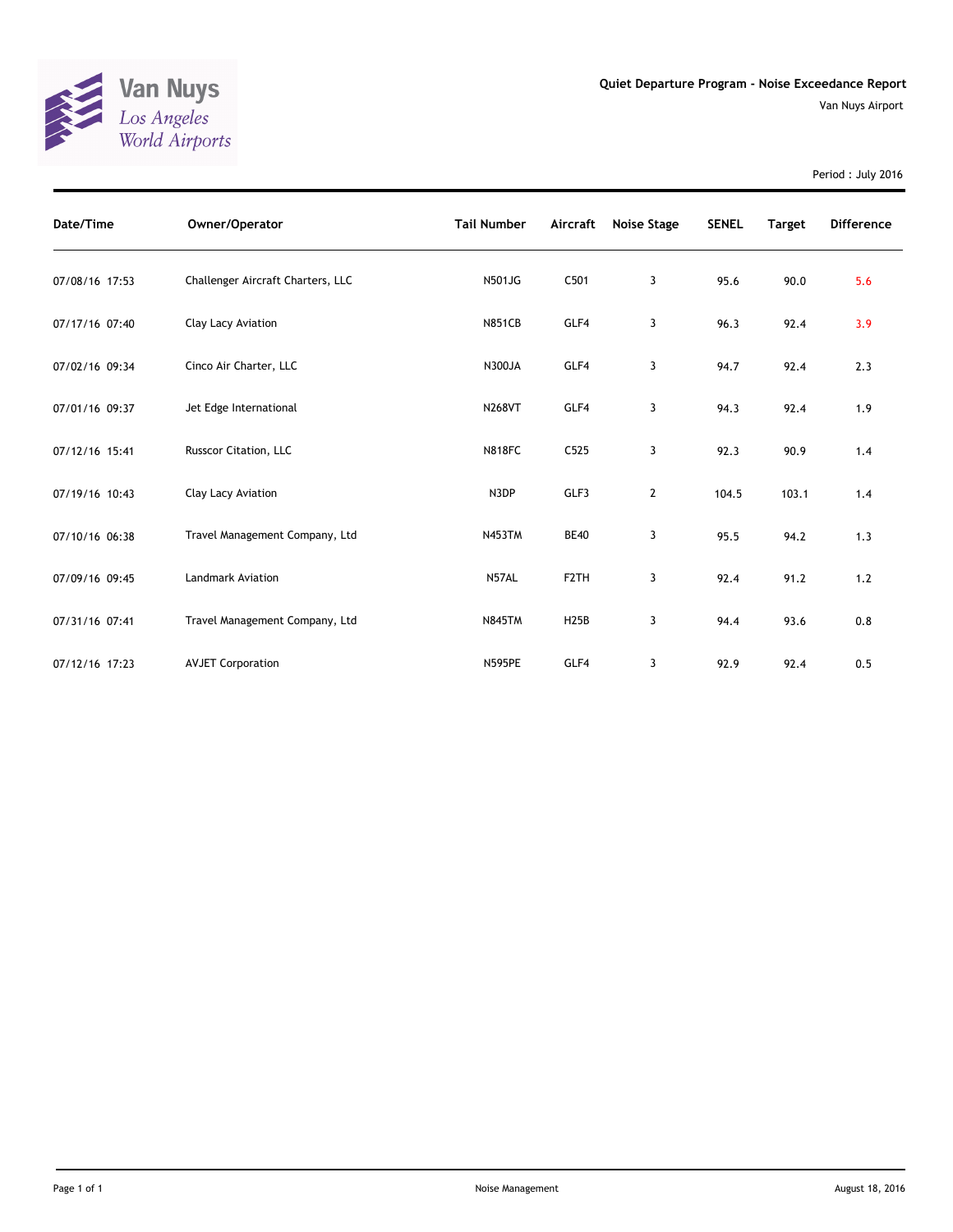Van Nuys
*Los Angeles World Airports*

# Quiet Departure Program - Noise Exceedance Report

Van Nuys Airport

Period : July 2016

| Date/Time | Owner/Operator | Tail Number | Aircraft | Noise Stage | SENEL | Target | Difference |
|---|---|---|---|---|---|---|---|
| 07/08/16 17:53 | Challenger Aircraft Charters, LLC | N501JG | C501 | 3 | 95.6 | 90.0 | 5.6 |
| 07/17/16 07:40 | Clay Lacy Aviation | N851CB | GLF4 | 3 | 96.3 | 92.4 | 3.9 |
| 07/02/16 09:34 | Cinco Air Charter, LLC | N300JA | GLF4 | 3 | 94.7 | 92.4 | 2.3 |
| 07/01/16 09:37 | Jet Edge International | N268VT | GLF4 | 3 | 94.3 | 92.4 | 1.9 |
| 07/12/16 15:41 | Russcor Citation, LLC | N818FC | C525 | 3 | 92.3 | 90.9 | 1.4 |
| 07/19/16 10:43 | Clay Lacy Aviation | N3DP | GLF3 | 2 | 104.5 | 103.1 | 1.4 |
| 07/10/16 06:38 | Travel Management Company, Ltd | N453TM | BE40 | 3 | 95.5 | 94.2 | 1.3 |
| 07/09/16 09:45 | Landmark Aviation | N57AL | F2TH | 3 | 92.4 | 91.2 | 1.2 |
| 07/31/16 07:41 | Travel Management Company, Ltd | N845TM | H25B | 3 | 94.4 | 93.6 | 0.8 |
| 07/12/16 17:23 | AVJET Corporation | N595PE | GLF4 | 3 | 92.9 | 92.4 | 0.5 |

Noise Management

August 18, 2016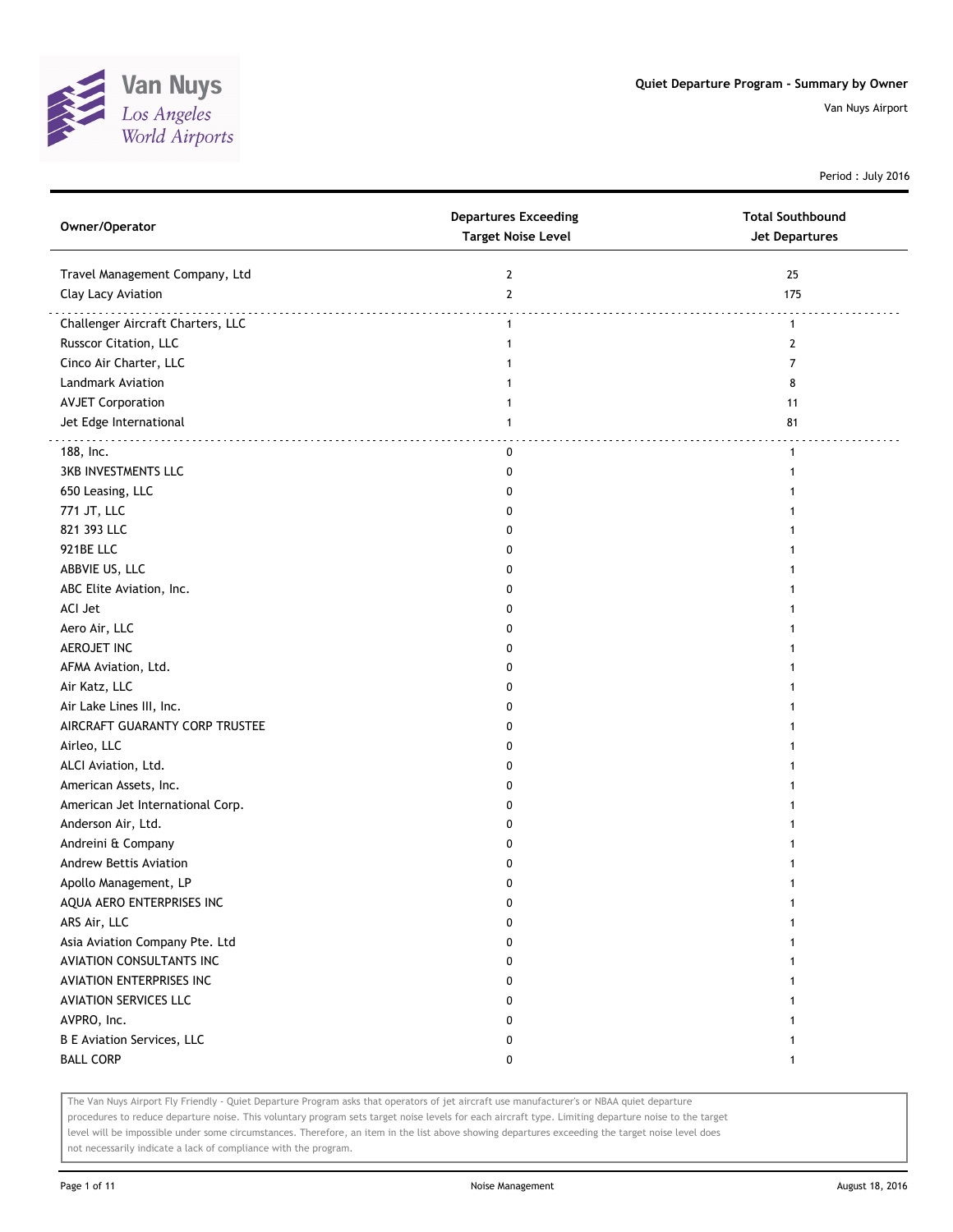# Quiet Departure Program - Summary by Owner

Van Nuys Airport

Period : July 2016

| Owner/Operator | Departures Exceeding Target Noise Level | Total Southbound Jet Departures |
|---|---|---|
| Travel Management Company, Ltd | 2 | 25 |
| Clay Lacy Aviation | 2 | 175 |
| Challenger Aircraft Charters, LLC | 1 | 1 |
| Russcor Citation, LLC | 1 | 2 |
| Cinco Air Charter, LLC | 1 | 7 |
| Landmark Aviation | 1 | 8 |
| AVJET Corporation | 1 | 11 |
| Jet Edge International | 1 | 81 |
| 188, Inc. | 0 | 1 |
| 3KB INVESTMENTS LLC | 0 | 1 |
| 650 Leasing, LLC | 0 | 1 |
| 771 JT, LLC | 0 | 1 |
| 821 393 LLC | 0 | 1 |
| 921BE LLC | 0 | 1 |
| ABBVIE US, LLC | 0 | 1 |
| ABC Elite Aviation, Inc. | 0 | 1 |
| ACI Jet | 0 | 1 |
| Aero Air, LLC | 0 | 1 |
| AEROJET INC | 0 | 1 |
| AFMA Aviation, Ltd. | 0 | 1 |
| Air Katz, LLC | 0 | 1 |
| Air Lake Lines III, Inc. | 0 | 1 |
| AIRCRAFT GUARANTY CORP TRUSTEE | 0 | 1 |
| Airleo, LLC | 0 | 1 |
| ALCI Aviation, Ltd. | 0 | 1 |
| American Assets, Inc. | 0 | 1 |
| American Jet International Corp. | 0 | 1 |
| Anderson Air, Ltd. | 0 | 1 |
| Andreini & Company | 0 | 1 |
| Andrew Bettis Aviation | 0 | 1 |
| Apollo Management, LP | 0 | 1 |
| AQUA AERO ENTERPRISES INC | 0 | 1 |
| ARS Air, LLC | 0 | 1 |
| Asia Aviation Company Pte. Ltd | 0 | 1 |
| AVIATION CONSULTANTS INC | 0 | 1 |
| AVIATION ENTERPRISES INC | 0 | 1 |
| AVIATION SERVICES LLC | 0 | 1 |
| AVPRO, Inc. | 0 | 1 |
| B E Aviation Services, LLC | 0 | 1 |
| BALL CORP | 0 | 1 |

The Van Nuys Airport Fly Friendly - Quiet Departure Program asks that operators of jet aircraft use manufacturer's or NBAA quiet departure procedures to reduce departure noise. This voluntary program sets target noise levels for each aircraft type. Limiting departure noise to the target level will be impossible under some circumstances. Therefore, an item in the list above showing departures exceeding the target noise level does not necessarily indicate a lack of compliance with the program.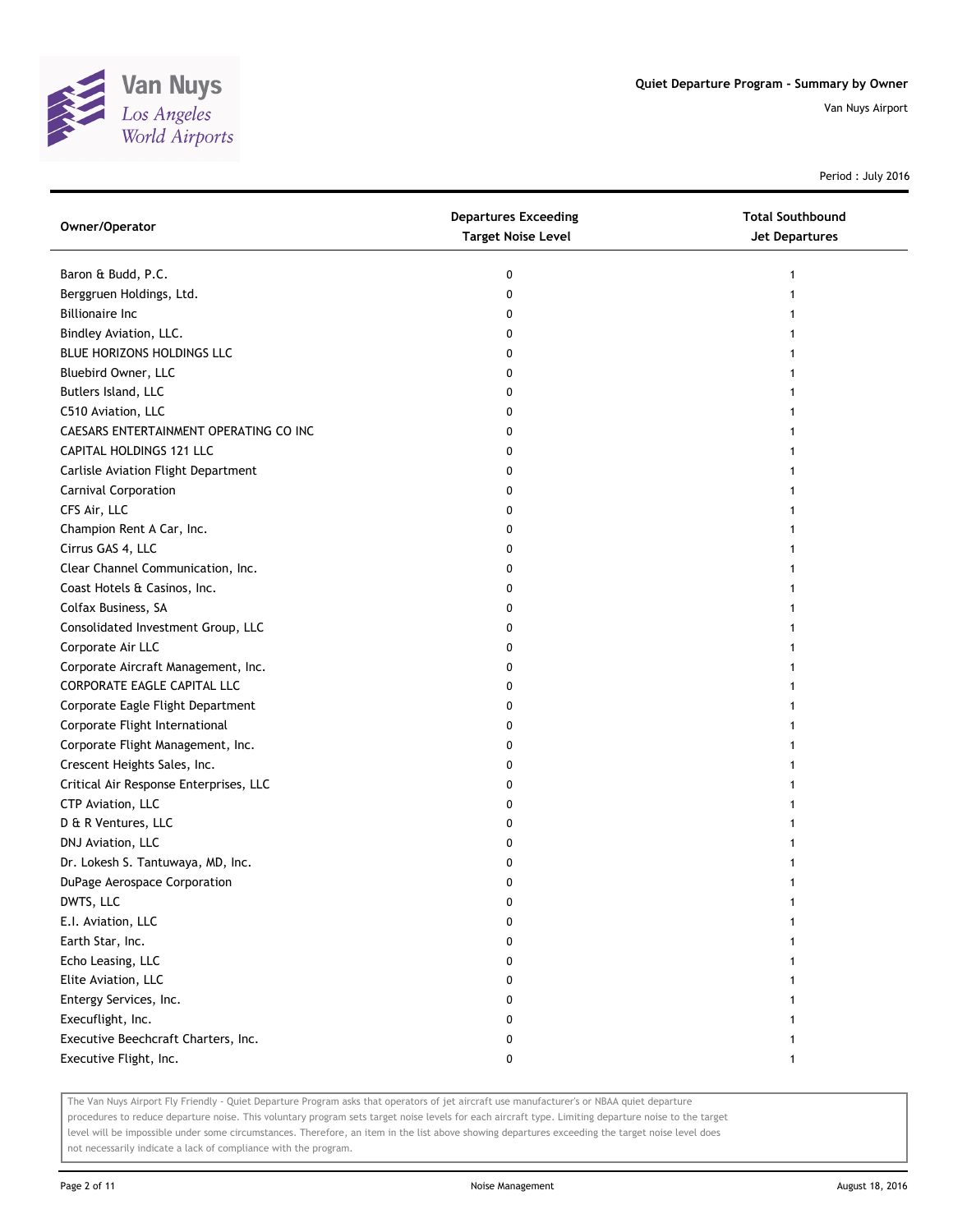# Quiet Departure Program - Summary by Owner

Van Nuys Airport

Period : July 2016

| Owner/Operator | Departures Exceeding Target Noise Level | Total Southbound Jet Departures |
|---|---|---|
| Baron & Budd, P.C. | 0 | 1 |
| Berggruen Holdings, Ltd. | 0 | 1 |
| Billionaire Inc | 0 | 1 |
| Bindley Aviation, LLC. | 0 | 1 |
| BLUE HORIZONS HOLDINGS LLC | 0 | 1 |
| Bluebird Owner, LLC | 0 | 1 |
| Butlers Island, LLC | 0 | 1 |
| C510 Aviation, LLC | 0 | 1 |
| CAESARS ENTERTAINMENT OPERATING CO INC | 0 | 1 |
| CAPITAL HOLDINGS 121 LLC | 0 | 1 |
| Carlisle Aviation Flight Department | 0 | 1 |
| Carnival Corporation | 0 | 1 |
| CFS Air, LLC | 0 | 1 |
| Champion Rent A Car, Inc. | 0 | 1 |
| Cirrus GAS 4, LLC | 0 | 1 |
| Clear Channel Communication, Inc. | 0 | 1 |
| Coast Hotels & Casinos, Inc. | 0 | 1 |
| Colfax Business, SA | 0 | 1 |
| Consolidated Investment Group, LLC | 0 | 1 |
| Corporate Air LLC | 0 | 1 |
| Corporate Aircraft Management, Inc. | 0 | 1 |
| CORPORATE EAGLE CAPITAL LLC | 0 | 1 |
| Corporate Eagle Flight Department | 0 | 1 |
| Corporate Flight International | 0 | 1 |
| Corporate Flight Management, Inc. | 0 | 1 |
| Crescent Heights Sales, Inc. | 0 | 1 |
| Critical Air Response Enterprises, LLC | 0 | 1 |
| CTP Aviation, LLC | 0 | 1 |
| D & R Ventures, LLC | 0 | 1 |
| DNJ Aviation, LLC | 0 | 1 |
| Dr. Lokesh S. Tantuwaya, MD, Inc. | 0 | 1 |
| DuPage Aerospace Corporation | 0 | 1 |
| DWTS, LLC | 0 | 1 |
| E.I. Aviation, LLC | 0 | 1 |
| Earth Star, Inc. | 0 | 1 |
| Echo Leasing, LLC | 0 | 1 |
| Elite Aviation, LLC | 0 | 1 |
| Entergy Services, Inc. | 0 | 1 |
| Execuflight, Inc. | 0 | 1 |
| Executive Beechcraft Charters, Inc. | 0 | 1 |
| Executive Flight, Inc. | 0 | 1 |

The Van Nuys Airport Fly Friendly - Quiet Departure Program asks that operators of jet aircraft use manufacturer's or NBAA quiet departure procedures to reduce departure noise. This voluntary program sets target noise levels for each aircraft type. Limiting departure noise to the target level will be impossible under some circumstances. Therefore, an item in the list above showing departures exceeding the target noise level does not necessarily indicate a lack of compliance with the program.

Noise Management

August 18, 2016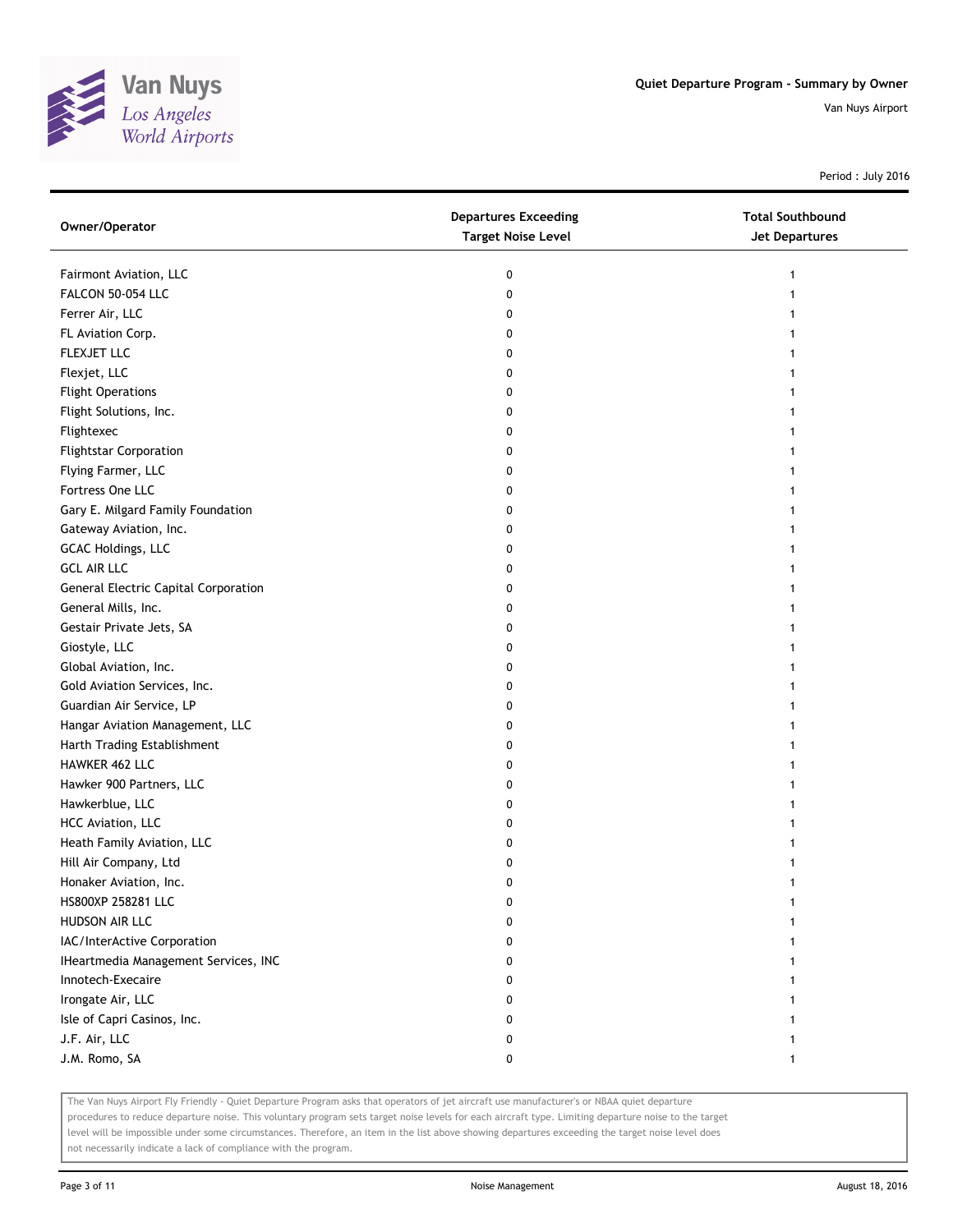# Quiet Departure Program - Summary by Owner

Van Nuys Airport

Period : July 2016

| Owner/Operator | Departures Exceeding Target Noise Level | Total Southbound Jet Departures |
|---|---|---|
| Fairmont Aviation, LLC | 0 | 1 |
| FALCON 50-054 LLC | 0 | 1 |
| Ferrer Air, LLC | 0 | 1 |
| FL Aviation Corp. | 0 | 1 |
| FLEXJET LLC | 0 | 1 |
| Flexjet, LLC | 0 | 1 |
| Flight Operations | 0 | 1 |
| Flight Solutions, Inc. | 0 | 1 |
| Flightexec | 0 | 1 |
| Flightstar Corporation | 0 | 1 |
| Flying Farmer, LLC | 0 | 1 |
| Fortress One LLC | 0 | 1 |
| Gary E. Milgard Family Foundation | 0 | 1 |
| Gateway Aviation, Inc. | 0 | 1 |
| GCAC Holdings, LLC | 0 | 1 |
| GCL AIR LLC | 0 | 1 |
| General Electric Capital Corporation | 0 | 1 |
| General Mills, Inc. | 0 | 1 |
| Gestair Private Jets, SA | 0 | 1 |
| Giostyle, LLC | 0 | 1 |
| Global Aviation, Inc. | 0 | 1 |
| Gold Aviation Services, Inc. | 0 | 1 |
| Guardian Air Service, LP | 0 | 1 |
| Hangar Aviation Management, LLC | 0 | 1 |
| Harth Trading Establishment | 0 | 1 |
| HAWKER 462 LLC | 0 | 1 |
| Hawker 900 Partners, LLC | 0 | 1 |
| Hawkerblue, LLC | 0 | 1 |
| HCC Aviation, LLC | 0 | 1 |
| Heath Family Aviation, LLC | 0 | 1 |
| Hill Air Company, Ltd | 0 | 1 |
| Honaker Aviation, Inc. | 0 | 1 |
| HS800XP 258281 LLC | 0 | 1 |
| HUDSON AIR LLC | 0 | 1 |
| IAC/InterActive Corporation | 0 | 1 |
| IHeartmedia Management Services, INC | 0 | 1 |
| Innotech-Execaire | 0 | 1 |
| Irongate Air, LLC | 0 | 1 |
| Isle of Capri Casinos, Inc. | 0 | 1 |
| J.F. Air, LLC | 0 | 1 |
| J.M. Romo, SA | 0 | 1 |

The Van Nuys Airport Fly Friendly - Quiet Departure Program asks that operators of jet aircraft use manufacturer's or NBAA quiet departure procedures to reduce departure noise. This voluntary program sets target noise levels for each aircraft type. Limiting departure noise to the target level will be impossible under some circumstances. Therefore, an item in the list above showing departures exceeding the target noise level does not necessarily indicate a lack of compliance with the program.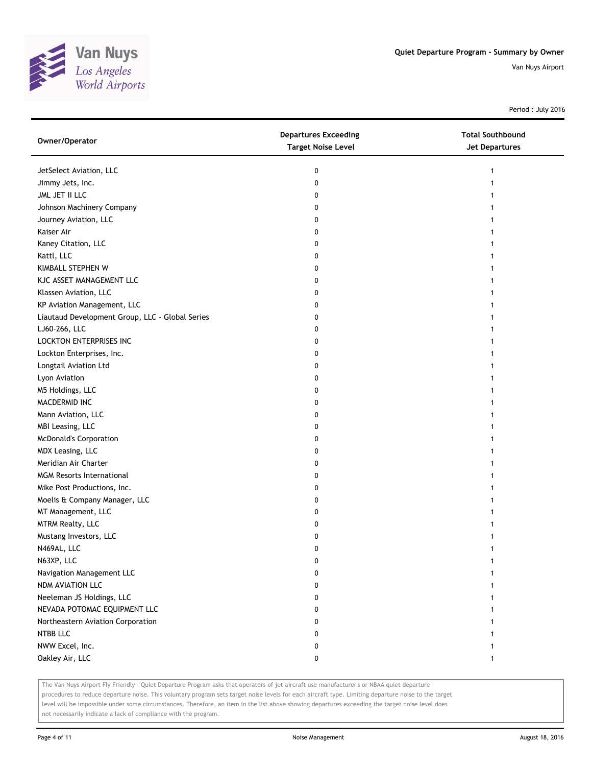Quiet Departure Program - Summary by Owner

Van Nuys Airport

Period : July 2016

| Owner/Operator | Departures Exceeding Target Noise Level | Total Southbound Jet Departures |
|---|---|---|
| JetSelect Aviation, LLC | 0 | 1 |
| Jimmy Jets, Inc. | 0 | 1 |
| JML JET II LLC | 0 | 1 |
| Johnson Machinery Company | 0 | 1 |
| Journey Aviation, LLC | 0 | 1 |
| Kaiser Air | 0 | 1 |
| Kaney Citation, LLC | 0 | 1 |
| Kattl, LLC | 0 | 1 |
| KIMBALL STEPHEN W | 0 | 1 |
| KJC ASSET MANAGEMENT LLC | 0 | 1 |
| Klassen Aviation, LLC | 0 | 1 |
| KP Aviation Management, LLC | 0 | 1 |
| Liautaud Development Group, LLC - Global Series | 0 | 1 |
| LJ60-266, LLC | 0 | 1 |
| LOCKTON ENTERPRISES INC | 0 | 1 |
| Lockton Enterprises, Inc. | 0 | 1 |
| Longtail Aviation Ltd | 0 | 1 |
| Lyon Aviation | 0 | 1 |
| M5 Holdings, LLC | 0 | 1 |
| MACDERMID INC | 0 | 1 |
| Mann Aviation, LLC | 0 | 1 |
| MBI Leasing, LLC | 0 | 1 |
| McDonald's Corporation | 0 | 1 |
| MDX Leasing, LLC | 0 | 1 |
| Meridian Air Charter | 0 | 1 |
| MGM Resorts International | 0 | 1 |
| Mike Post Productions, Inc. | 0 | 1 |
| Moelis & Company Manager, LLC | 0 | 1 |
| MT Management, LLC | 0 | 1 |
| MTRM Realty, LLC | 0 | 1 |
| Mustang Investors, LLC | 0 | 1 |
| N469AL, LLC | 0 | 1 |
| N63XP, LLC | 0 | 1 |
| Navigation Management LLC | 0 | 1 |
| NDM AVIATION LLC | 0 | 1 |
| Neeleman JS Holdings, LLC | 0 | 1 |
| NEVADA POTOMAC EQUIPMENT LLC | 0 | 1 |
| Northeastern Aviation Corporation | 0 | 1 |
| NTBB LLC | 0 | 1 |
| NWW Excel, Inc. | 0 | 1 |
| Oakley Air, LLC | 0 | 1 |

The Van Nuys Airport Fly Friendly - Quiet Departure Program asks that operators of jet aircraft use manufacturer's or NBAA quiet departure procedures to reduce departure noise. This voluntary program sets target noise levels for each aircraft type. Limiting departure noise to the target level will be impossible under some circumstances. Therefore, an item in the list above showing departures exceeding the target noise level does not necessarily indicate a lack of compliance with the program.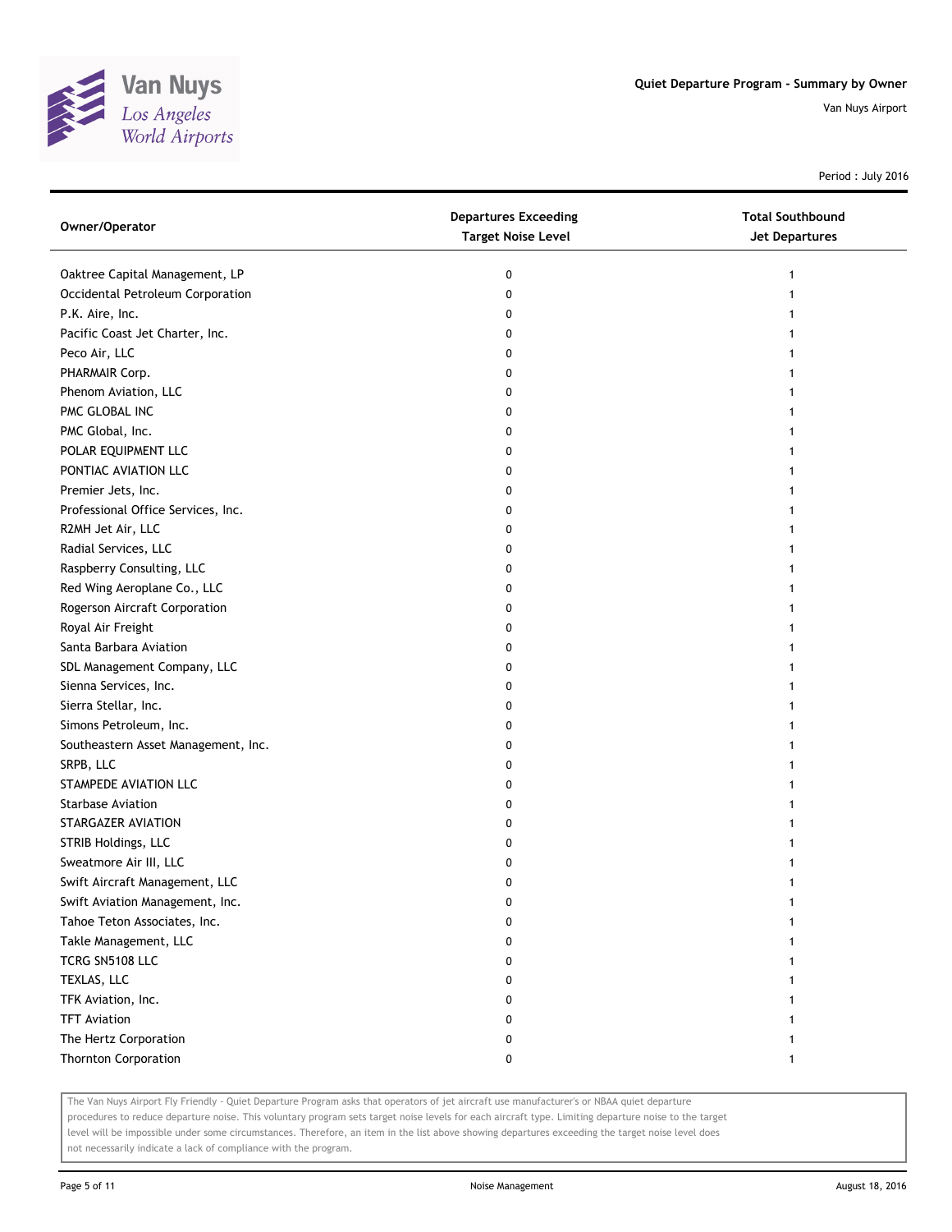Quiet Departure Program - Summary by Owner

Van Nuys Airport

Period : July 2016

| Owner/Operator | Departures Exceeding Target Noise Level | Total Southbound Jet Departures |
|---|---|---|
| Oaktree Capital Management, LP | 0 | 1 |
| Occidental Petroleum Corporation | 0 | 1 |
| P.K. Aire, Inc. | 0 | 1 |
| Pacific Coast Jet Charter, Inc. | 0 | 1 |
| Peco Air, LLC | 0 | 1 |
| PHARMAIR Corp. | 0 | 1 |
| Phenom Aviation, LLC | 0 | 1 |
| PMC GLOBAL INC | 0 | 1 |
| PMC Global, Inc. | 0 | 1 |
| POLAR EQUIPMENT LLC | 0 | 1 |
| PONTIAC AVIATION LLC | 0 | 1 |
| Premier Jets, Inc. | 0 | 1 |
| Professional Office Services, Inc. | 0 | 1 |
| R2MH Jet Air, LLC | 0 | 1 |
| Radial Services, LLC | 0 | 1 |
| Raspberry Consulting, LLC | 0 | 1 |
| Red Wing Aeroplane Co., LLC | 0 | 1 |
| Rogerson Aircraft Corporation | 0 | 1 |
| Royal Air Freight | 0 | 1 |
| Santa Barbara Aviation | 0 | 1 |
| SDL Management Company, LLC | 0 | 1 |
| Sienna Services, Inc. | 0 | 1 |
| Sierra Stellar, Inc. | 0 | 1 |
| Simons Petroleum, Inc. | 0 | 1 |
| Southeastern Asset Management, Inc. | 0 | 1 |
| SRPB, LLC | 0 | 1 |
| STAMPEDE AVIATION LLC | 0 | 1 |
| Starbase Aviation | 0 | 1 |
| STARGAZER AVIATION | 0 | 1 |
| STRIB Holdings, LLC | 0 | 1 |
| Sweatmore Air III, LLC | 0 | 1 |
| Swift Aircraft Management, LLC | 0 | 1 |
| Swift Aviation Management, Inc. | 0 | 1 |
| Tahoe Teton Associates, Inc. | 0 | 1 |
| Takle Management, LLC | 0 | 1 |
| TCRG SN5108 LLC | 0 | 1 |
| TEXLAS, LLC | 0 | 1 |
| TFK Aviation, Inc. | 0 | 1 |
| TFT Aviation | 0 | 1 |
| The Hertz Corporation | 0 | 1 |
| Thornton Corporation | 0 | 1 |

The Van Nuys Airport Fly Friendly - Quiet Departure Program asks that operators of jet aircraft use manufacturer's or NBAA quiet departure procedures to reduce departure noise. This voluntary program sets target noise levels for each aircraft type. Limiting departure noise to the target level will be impossible under some circumstances. Therefore, an item in the list above showing departures exceeding the target noise level does not necessarily indicate a lack of compliance with the program.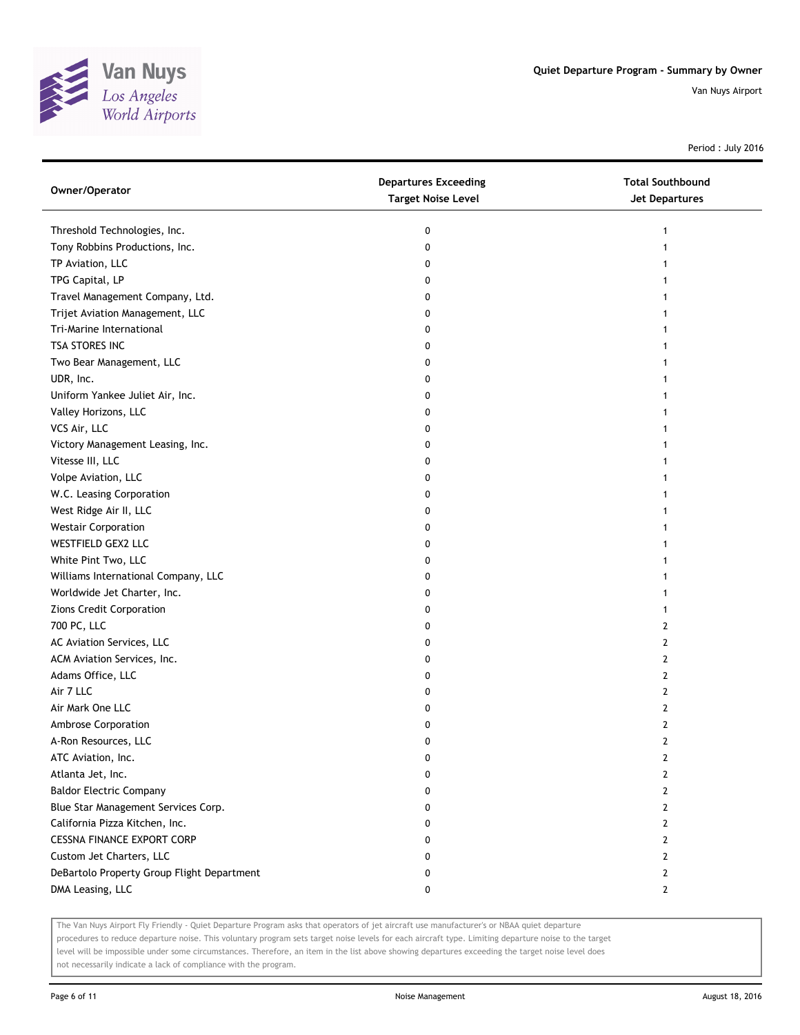# Quiet Departure Program - Summary by Owner

Van Nuys Airport

Period : July 2016

| Owner/Operator | Departures Exceeding Target Noise Level | Total Southbound Jet Departures |
|---|---|---|
| Threshold Technologies, Inc. | 0 | 1 |
| Tony Robbins Productions, Inc. | 0 | 1 |
| TP Aviation, LLC | 0 | 1 |
| TPG Capital, LP | 0 | 1 |
| Travel Management Company, Ltd. | 0 | 1 |
| Trijet Aviation Management, LLC | 0 | 1 |
| Tri-Marine International | 0 | 1 |
| TSA STORES INC | 0 | 1 |
| Two Bear Management, LLC | 0 | 1 |
| UDR, Inc. | 0 | 1 |
| Uniform Yankee Juliet Air, Inc. | 0 | 1 |
| Valley Horizons, LLC | 0 | 1 |
| VCS Air, LLC | 0 | 1 |
| Victory Management Leasing, Inc. | 0 | 1 |
| Vitesse III, LLC | 0 | 1 |
| Volpe Aviation, LLC | 0 | 1 |
| W.C. Leasing Corporation | 0 | 1 |
| West Ridge Air II, LLC | 0 | 1 |
| Westair Corporation | 0 | 1 |
| WESTFIELD GEX2 LLC | 0 | 1 |
| White Pint Two, LLC | 0 | 1 |
| Williams International Company, LLC | 0 | 1 |
| Worldwide Jet Charter, Inc. | 0 | 1 |
| Zions Credit Corporation | 0 | 1 |
| 700 PC, LLC | 0 | 2 |
| AC Aviation Services, LLC | 0 | 2 |
| ACM Aviation Services, Inc. | 0 | 2 |
| Adams Office, LLC | 0 | 2 |
| Air 7 LLC | 0 | 2 |
| Air Mark One LLC | 0 | 2 |
| Ambrose Corporation | 0 | 2 |
| A-Ron Resources, LLC | 0 | 2 |
| ATC Aviation, Inc. | 0 | 2 |
| Atlanta Jet, Inc. | 0 | 2 |
| Baldor Electric Company | 0 | 2 |
| Blue Star Management Services Corp. | 0 | 2 |
| California Pizza Kitchen, Inc. | 0 | 2 |
| CESSNA FINANCE EXPORT CORP | 0 | 2 |
| Custom Jet Charters, LLC | 0 | 2 |
| DeBartolo Property Group Flight Department | 0 | 2 |
| DMA Leasing, LLC | 0 | 2 |

The Van Nuys Airport Fly Friendly - Quiet Departure Program asks that operators of jet aircraft use manufacturer's or NBAA quiet departure procedures to reduce departure noise. This voluntary program sets target noise levels for each aircraft type. Limiting departure noise to the target level will be impossible under some circumstances. Therefore, an item in the list above showing departures exceeding the target noise level does not necessarily indicate a lack of compliance with the program.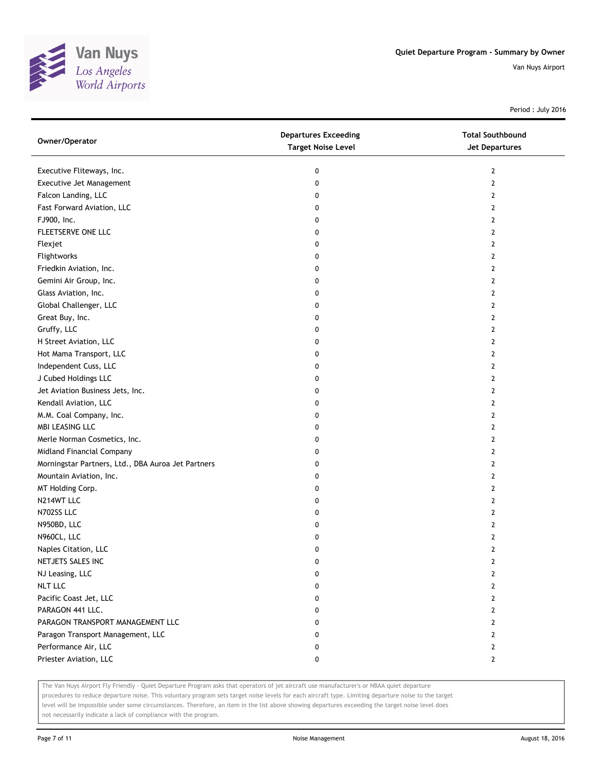# Quiet Departure Program - Summary by Owner

Van Nuys Airport

Period : July 2016

| Owner/Operator | Departures Exceeding Target Noise Level | Total Southbound Jet Departures |
|---|---|---|
| Executive Fliteways, Inc. | 0 | 2 |
| Executive Jet Management | 0 | 2 |
| Falcon Landing, LLC | 0 | 2 |
| Fast Forward Aviation, LLC | 0 | 2 |
| FJ900, Inc. | 0 | 2 |
| FLEETSERVE ONE LLC | 0 | 2 |
| Flexjet | 0 | 2 |
| Flightworks | 0 | 2 |
| Friedkin Aviation, Inc. | 0 | 2 |
| Gemini Air Group, Inc. | 0 | 2 |
| Glass Aviation, Inc. | 0 | 2 |
| Global Challenger, LLC | 0 | 2 |
| Great Buy, Inc. | 0 | 2 |
| Gruffy, LLC | 0 | 2 |
| H Street Aviation, LLC | 0 | 2 |
| Hot Mama Transport, LLC | 0 | 2 |
| Independent Cuss, LLC | 0 | 2 |
| J Cubed Holdings LLC | 0 | 2 |
| Jet Aviation Business Jets, Inc. | 0 | 2 |
| Kendall Aviation, LLC | 0 | 2 |
| M.M. Coal Company, Inc. | 0 | 2 |
| MBI LEASING LLC | 0 | 2 |
| Merle Norman Cosmetics, Inc. | 0 | 2 |
| Midland Financial Company | 0 | 2 |
| Morningstar Partners, Ltd., DBA Auroa Jet Partners | 0 | 2 |
| Mountain Aviation, Inc. | 0 | 2 |
| MT Holding Corp. | 0 | 2 |
| N214WT LLC | 0 | 2 |
| N702SS LLC | 0 | 2 |
| N950BD, LLC | 0 | 2 |
| N960CL, LLC | 0 | 2 |
| Naples Citation, LLC | 0 | 2 |
| NETJETS SALES INC | 0 | 2 |
| NJ Leasing, LLC | 0 | 2 |
| NLT LLC | 0 | 2 |
| Pacific Coast Jet, LLC | 0 | 2 |
| PARAGON 441 LLC. | 0 | 2 |
| PARAGON TRANSPORT MANAGEMENT LLC | 0 | 2 |
| Paragon Transport Management, LLC | 0 | 2 |
| Performance Air, LLC | 0 | 2 |
| Priester Aviation, LLC | 0 | 2 |

The Van Nuys Airport Fly Friendly - Quiet Departure Program asks that operators of jet aircraft use manufacturer's or NBAA quiet departure procedures to reduce departure noise. This voluntary program sets target noise levels for each aircraft type. Limiting departure noise to the target level will be impossible under some circumstances. Therefore, an item in the list above showing departures exceeding the target noise level does not necessarily indicate a lack of compliance with the program.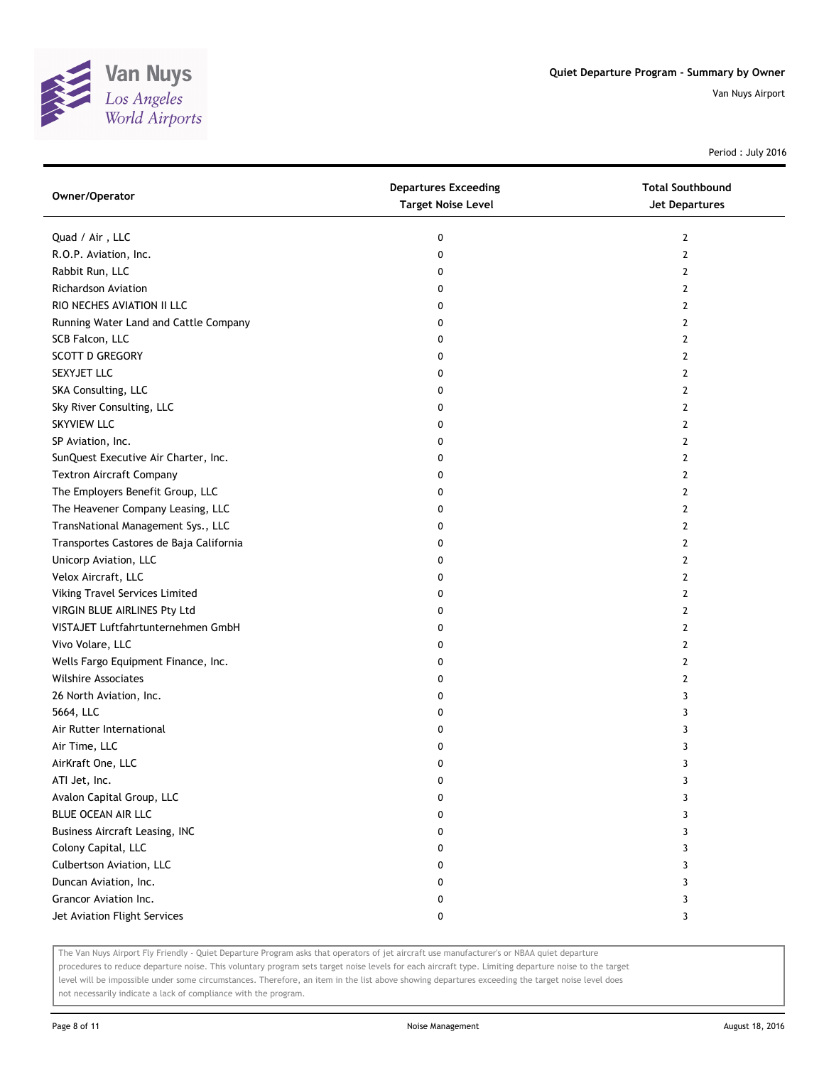Quiet Departure Program - Summary by Owner

Van Nuys Airport

Period : July 2016

| Owner/Operator | Departures Exceeding Target Noise Level | Total Southbound Jet Departures |
|---|---|---|
| Quad / Air , LLC | 0 | 2 |
| R.O.P. Aviation, Inc. | 0 | 2 |
| Rabbit Run, LLC | 0 | 2 |
| Richardson Aviation | 0 | 2 |
| RIO NECHES AVIATION II LLC | 0 | 2 |
| Running Water Land and Cattle Company | 0 | 2 |
| SCB Falcon, LLC | 0 | 2 |
| SCOTT D GREGORY | 0 | 2 |
| SEXYJET LLC | 0 | 2 |
| SKA Consulting, LLC | 0 | 2 |
| Sky River Consulting, LLC | 0 | 2 |
| SKYVIEW LLC | 0 | 2 |
| SP Aviation, Inc. | 0 | 2 |
| SunQuest Executive Air Charter, Inc. | 0 | 2 |
| Textron Aircraft Company | 0 | 2 |
| The Employers Benefit Group, LLC | 0 | 2 |
| The Heavener Company Leasing, LLC | 0 | 2 |
| TransNational Management Sys., LLC | 0 | 2 |
| Transportes Castores de Baja California | 0 | 2 |
| Unicorp Aviation, LLC | 0 | 2 |
| Velox Aircraft, LLC | 0 | 2 |
| Viking Travel Services Limited | 0 | 2 |
| VIRGIN BLUE AIRLINES Pty Ltd | 0 | 2 |
| VISTAJET Luftfahrtunternehmen GmbH | 0 | 2 |
| Vivo Volare, LLC | 0 | 2 |
| Wells Fargo Equipment Finance, Inc. | 0 | 2 |
| Wilshire Associates | 0 | 2 |
| 26 North Aviation, Inc. | 0 | 3 |
| 5664, LLC | 0 | 3 |
| Air Rutter International | 0 | 3 |
| Air Time, LLC | 0 | 3 |
| AirKraft One, LLC | 0 | 3 |
| ATI Jet, Inc. | 0 | 3 |
| Avalon Capital Group, LLC | 0 | 3 |
| BLUE OCEAN AIR LLC | 0 | 3 |
| Business Aircraft Leasing, INC | 0 | 3 |
| Colony Capital, LLC | 0 | 3 |
| Culbertson Aviation, LLC | 0 | 3 |
| Duncan Aviation, Inc. | 0 | 3 |
| Grancor Aviation Inc. | 0 | 3 |
| Jet Aviation Flight Services | 0 | 3 |

The Van Nuys Airport Fly Friendly - Quiet Departure Program asks that operators of jet aircraft use manufacturer's or NBAA quiet departure procedures to reduce departure noise. This voluntary program sets target noise levels for each aircraft type. Limiting departure noise to the target level will be impossible under some circumstances. Therefore, an item in the list above showing departures exceeding the target noise level does not necessarily indicate a lack of compliance with the program.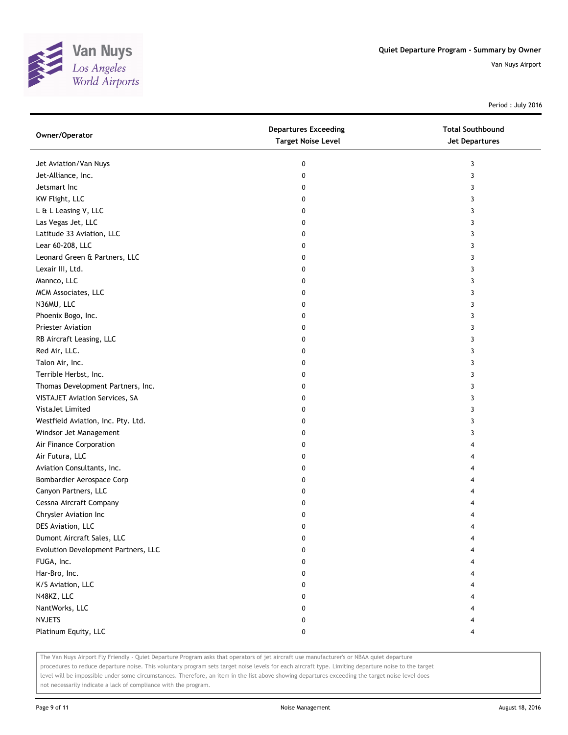Quiet Departure Program - Summary by Owner

Van Nuys Airport

Period : July 2016

| Owner/Operator | Departures Exceeding Target Noise Level | Total Southbound Jet Departures |
|---|---|---|
| Jet Aviation/Van Nuys | 0 | 3 |
| Jet-Alliance, Inc. | 0 | 3 |
| Jetsmart Inc | 0 | 3 |
| KW Flight, LLC | 0 | 3 |
| L & L Leasing V, LLC | 0 | 3 |
| Las Vegas Jet, LLC | 0 | 3 |
| Latitude 33 Aviation, LLC | 0 | 3 |
| Lear 60-208, LLC | 0 | 3 |
| Leonard Green & Partners, LLC | 0 | 3 |
| Lexair III, Ltd. | 0 | 3 |
| Mannco, LLC | 0 | 3 |
| MCM Associates, LLC | 0 | 3 |
| N36MU, LLC | 0 | 3 |
| Phoenix Bogo, Inc. | 0 | 3 |
| Priester Aviation | 0 | 3 |
| RB Aircraft Leasing, LLC | 0 | 3 |
| Red Air, LLC. | 0 | 3 |
| Talon Air, Inc. | 0 | 3 |
| Terrible Herbst, Inc. | 0 | 3 |
| Thomas Development Partners, Inc. | 0 | 3 |
| VISTAJET Aviation Services, SA | 0 | 3 |
| VistaJet Limited | 0 | 3 |
| Westfield Aviation, Inc. Pty. Ltd. | 0 | 3 |
| Windsor Jet Management | 0 | 3 |
| Air Finance Corporation | 0 | 4 |
| Air Futura, LLC | 0 | 4 |
| Aviation Consultants, Inc. | 0 | 4 |
| Bombardier Aerospace Corp | 0 | 4 |
| Canyon Partners, LLC | 0 | 4 |
| Cessna Aircraft Company | 0 | 4 |
| Chrysler Aviation Inc | 0 | 4 |
| DES Aviation, LLC | 0 | 4 |
| Dumont Aircraft Sales, LLC | 0 | 4 |
| Evolution Development Partners, LLC | 0 | 4 |
| FUGA, Inc. | 0 | 4 |
| Har-Bro, Inc. | 0 | 4 |
| K/S Aviation, LLC | 0 | 4 |
| N48KZ, LLC | 0 | 4 |
| NantWorks, LLC | 0 | 4 |
| NVJETS | 0 | 4 |
| Platinum Equity, LLC | 0 | 4 |

The Van Nuys Airport Fly Friendly - Quiet Departure Program asks that operators of jet aircraft use manufacturer's or NBAA quiet departure procedures to reduce departure noise. This voluntary program sets target noise levels for each aircraft type. Limiting departure noise to the target level will be impossible under some circumstances. Therefore, an item in the list above showing departures exceeding the target noise level does not necessarily indicate a lack of compliance with the program.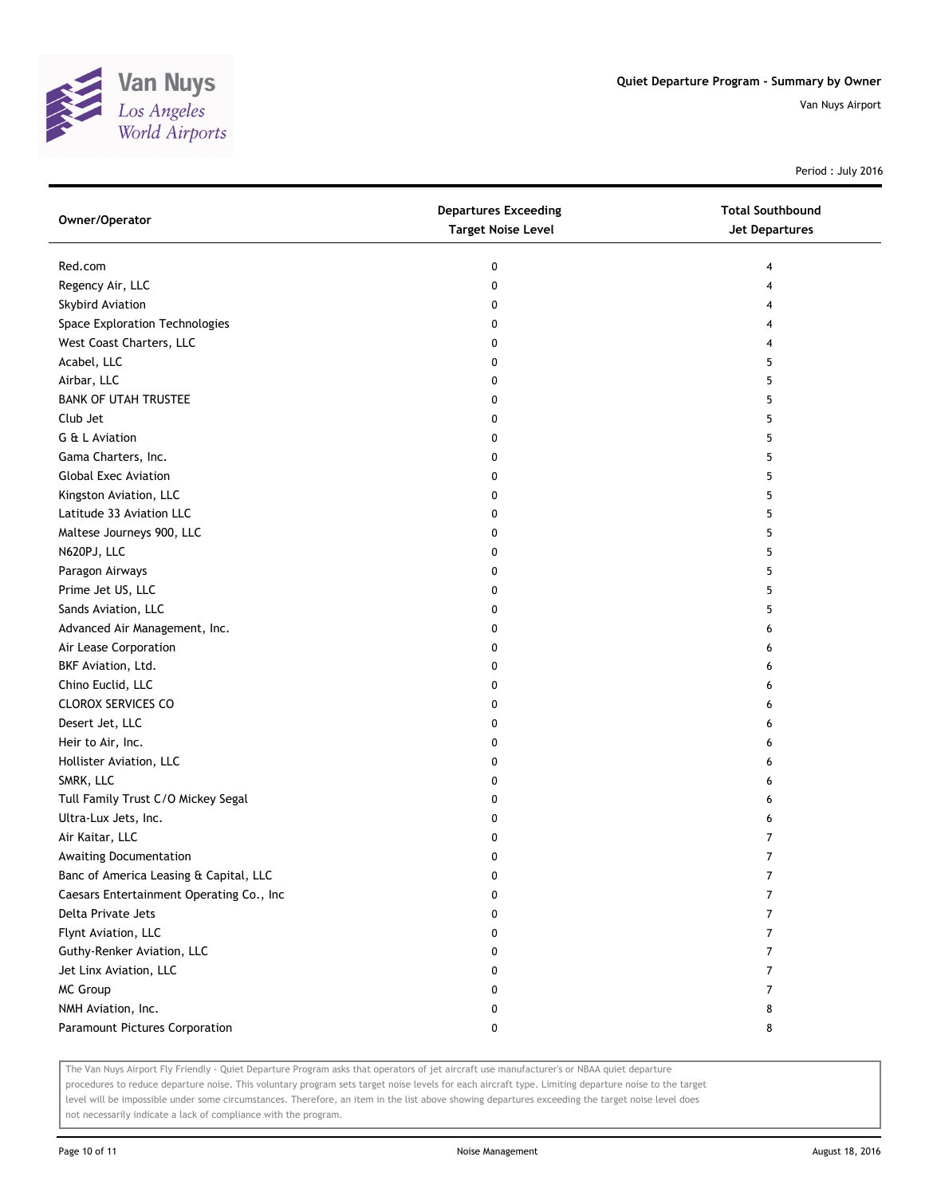# Quiet Departure Program - Summary by Owner

Van Nuys Airport

Period : July 2016

| Owner/Operator | Departures Exceeding Target Noise Level | Total Southbound Jet Departures |
|---|---|---|
| Red.com | 0 | 4 |
| Regency Air, LLC | 0 | 4 |
| Skybird Aviation | 0 | 4 |
| Space Exploration Technologies | 0 | 4 |
| West Coast Charters, LLC | 0 | 4 |
| Acabel, LLC | 0 | 5 |
| Airbar, LLC | 0 | 5 |
| BANK OF UTAH TRUSTEE | 0 | 5 |
| Club Jet | 0 | 5 |
| G & L Aviation | 0 | 5 |
| Gama Charters, Inc. | 0 | 5 |
| Global Exec Aviation | 0 | 5 |
| Kingston Aviation, LLC | 0 | 5 |
| Latitude 33 Aviation LLC | 0 | 5 |
| Maltese Journeys 900, LLC | 0 | 5 |
| N620PJ, LLC | 0 | 5 |
| Paragon Airways | 0 | 5 |
| Prime Jet US, LLC | 0 | 5 |
| Sands Aviation, LLC | 0 | 5 |
| Advanced Air Management, Inc. | 0 | 6 |
| Air Lease Corporation | 0 | 6 |
| BKF Aviation, Ltd. | 0 | 6 |
| Chino Euclid, LLC | 0 | 6 |
| CLOROX SERVICES CO | 0 | 6 |
| Desert Jet, LLC | 0 | 6 |
| Heir to Air, Inc. | 0 | 6 |
| Hollister Aviation, LLC | 0 | 6 |
| SMRK, LLC | 0 | 6 |
| Tull Family Trust C/O Mickey Segal | 0 | 6 |
| Ultra-Lux Jets, Inc. | 0 | 6 |
| Air Kaitar, LLC | 0 | 7 |
| Awaiting Documentation | 0 | 7 |
| Banc of America Leasing & Capital, LLC | 0 | 7 |
| Caesars Entertainment Operating Co., Inc | 0 | 7 |
| Delta Private Jets | 0 | 7 |
| Flynt Aviation, LLC | 0 | 7 |
| Guthy-Renker Aviation, LLC | 0 | 7 |
| Jet Linx Aviation, LLC | 0 | 7 |
| MC Group | 0 | 7 |
| NMH Aviation, Inc. | 0 | 8 |
| Paramount Pictures Corporation | 0 | 8 |

The Van Nuys Airport Fly Friendly - Quiet Departure Program asks that operators of jet aircraft use manufacturer's or NBAA quiet departure procedures to reduce departure noise. This voluntary program sets target noise levels for each aircraft type. Limiting departure noise to the target level will be impossible under some circumstances. Therefore, an item in the list above showing departures exceeding the target noise level does not necessarily indicate a lack of compliance with the program.

Noise Management

August 18, 2016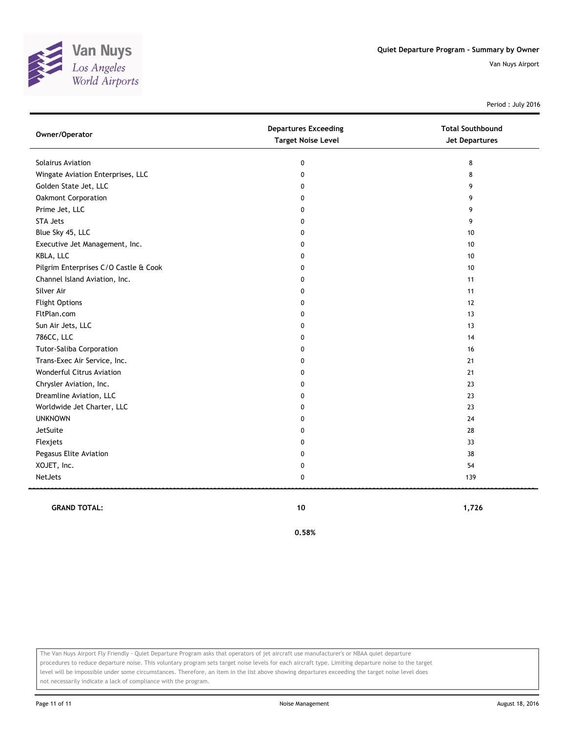Quiet Departure Program - Summary by Owner

Van Nuys Airport

Period : July 2016

| Owner/Operator | Departures Exceeding Target Noise Level | Total Southbound Jet Departures |
|---|---|---|
| Solairus Aviation | 0 | 8 |
| Wingate Aviation Enterprises, LLC | 0 | 8 |
| Golden State Jet, LLC | 0 | 9 |
| Oakmont Corporation | 0 | 9 |
| Prime Jet, LLC | 0 | 9 |
| STA Jets | 0 | 9 |
| Blue Sky 45, LLC | 0 | 10 |
| Executive Jet Management, Inc. | 0 | 10 |
| KBLA, LLC | 0 | 10 |
| Pilgrim Enterprises C/O Castle & Cook | 0 | 10 |
| Channel Island Aviation, Inc. | 0 | 11 |
| Silver Air | 0 | 11 |
| Flight Options | 0 | 12 |
| FltPlan.com | 0 | 13 |
| Sun Air Jets, LLC | 0 | 13 |
| 786CC, LLC | 0 | 14 |
| Tutor-Saliba Corporation | 0 | 16 |
| Trans-Exec Air Service, Inc. | 0 | 21 |
| Wonderful Citrus Aviation | 0 | 21 |
| Chrysler Aviation, Inc. | 0 | 23 |
| Dreamline Aviation, LLC | 0 | 23 |
| Worldwide Jet Charter, LLC | 0 | 23 |
| UNKNOWN | 0 | 24 |
| JetSuite | 0 | 28 |
| Flexjets | 0 | 33 |
| Pegasus Elite Aviation | 0 | 38 |
| XOJET, Inc. | 0 | 54 |
| NetJets | 0 | 139 |
| **GRAND TOTAL:** | **10** | **1,726** |
| | **0.58%** | |

The Van Nuys Airport Fly Friendly - Quiet Departure Program asks that operators of jet aircraft use manufacturer's or NBAA quiet departure procedures to reduce departure noise. This voluntary program sets target noise levels for each aircraft type. Limiting departure noise to the target level will be impossible under some circumstances. Therefore, an item in the list above showing departures exceeding the target noise level does not necessarily indicate a lack of compliance with the program.

Noise Management

August 18, 2016